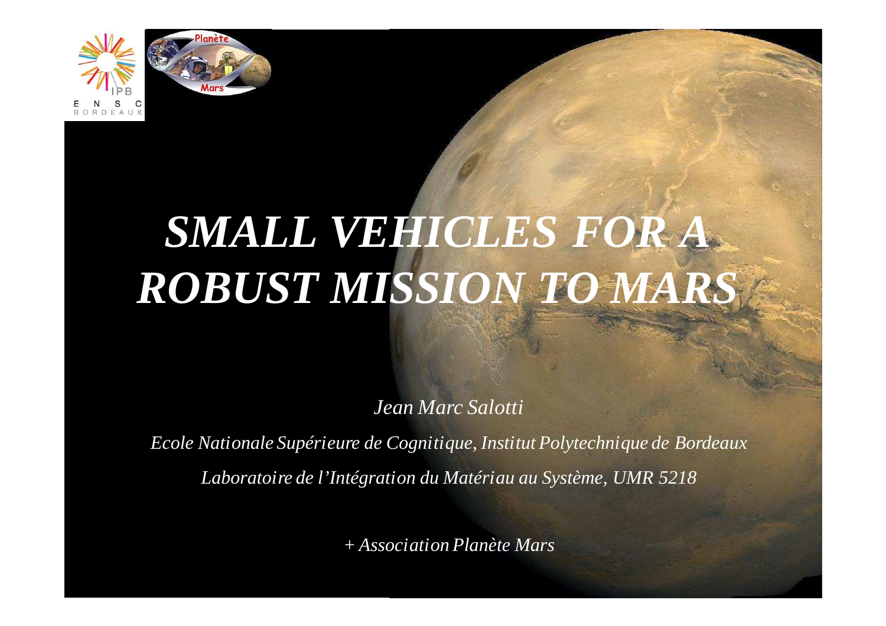# *SMALL VEHICLES FOR A ROBUST MISSION TO MARS*

*Jean Marc Salotti*

*Ecole Nationale Supérieure de Cognitique, Institut Polytechnique de Bordeaux*

*Laboratoire de l'Intégration du Matériau au Système, UMR 5218*

*+ Association Planète Mars*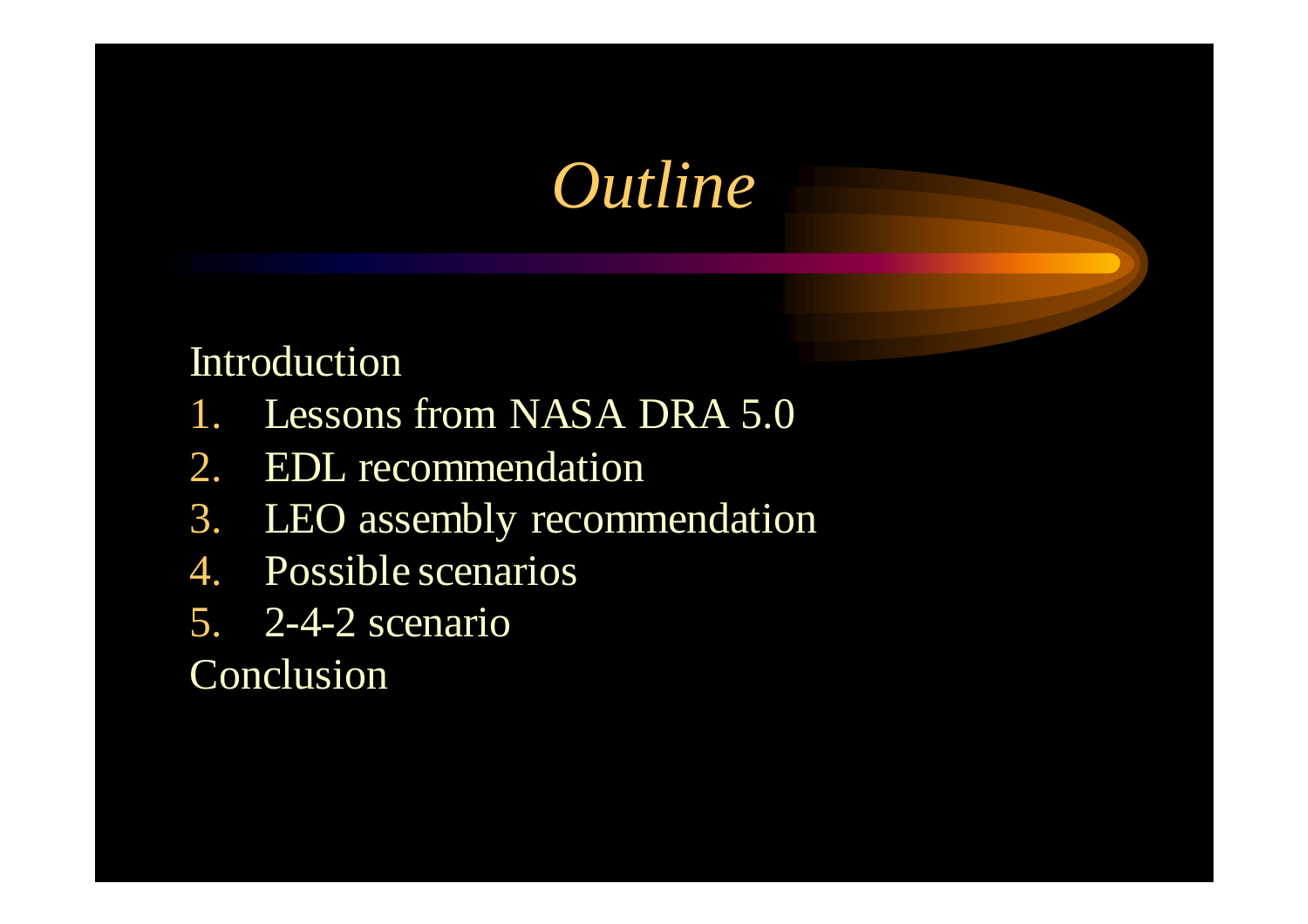# *Outline*

Introduction

1. Lessons from NASA DRA 5.0
2. EDL recommendation
3. LEO assembly recommendation
4. Possible scenarios
5. 2-4-2 scenario

Conclusion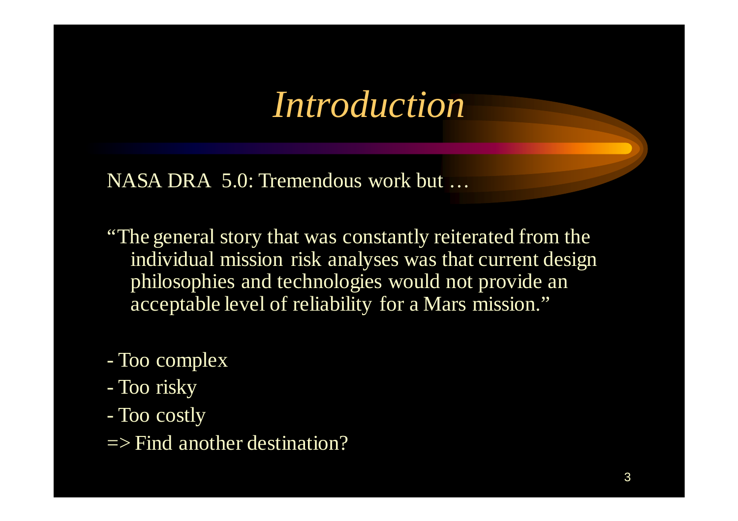# *Introduction*

NASA DRA 5.0: Tremendous work but …

"The general story that was constantly reiterated from the individual mission risk analyses was that current design philosophies and technologies would not provide an acceptable level of reliability for a Mars mission."

- Too complex
- Too risky
- Too costly

=> Find another destination?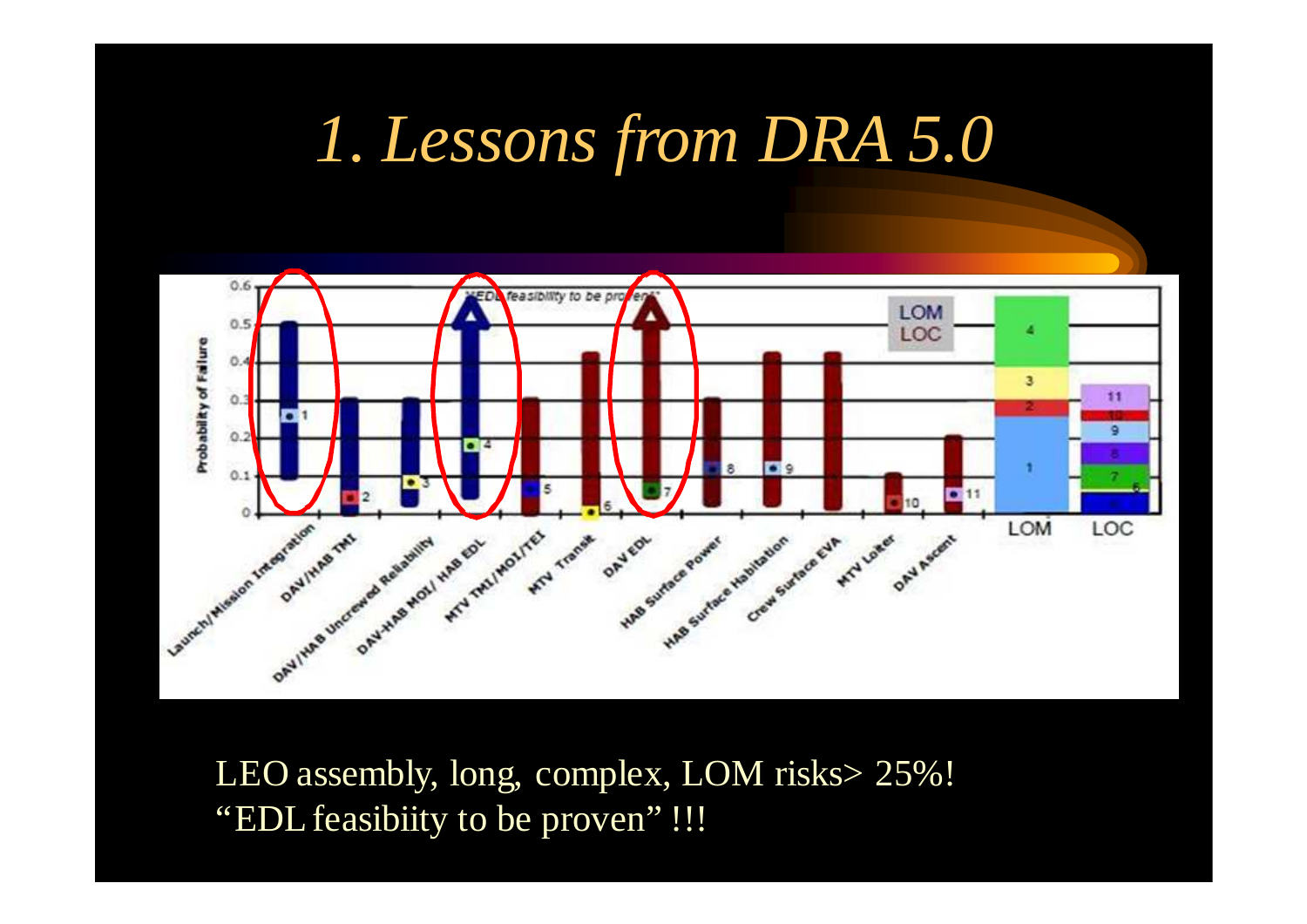# 1. Lessons from DRA 5.0

LEO assembly, long, complex, LOM risks> 25%!
"EDL feasibiity to be proven" !!!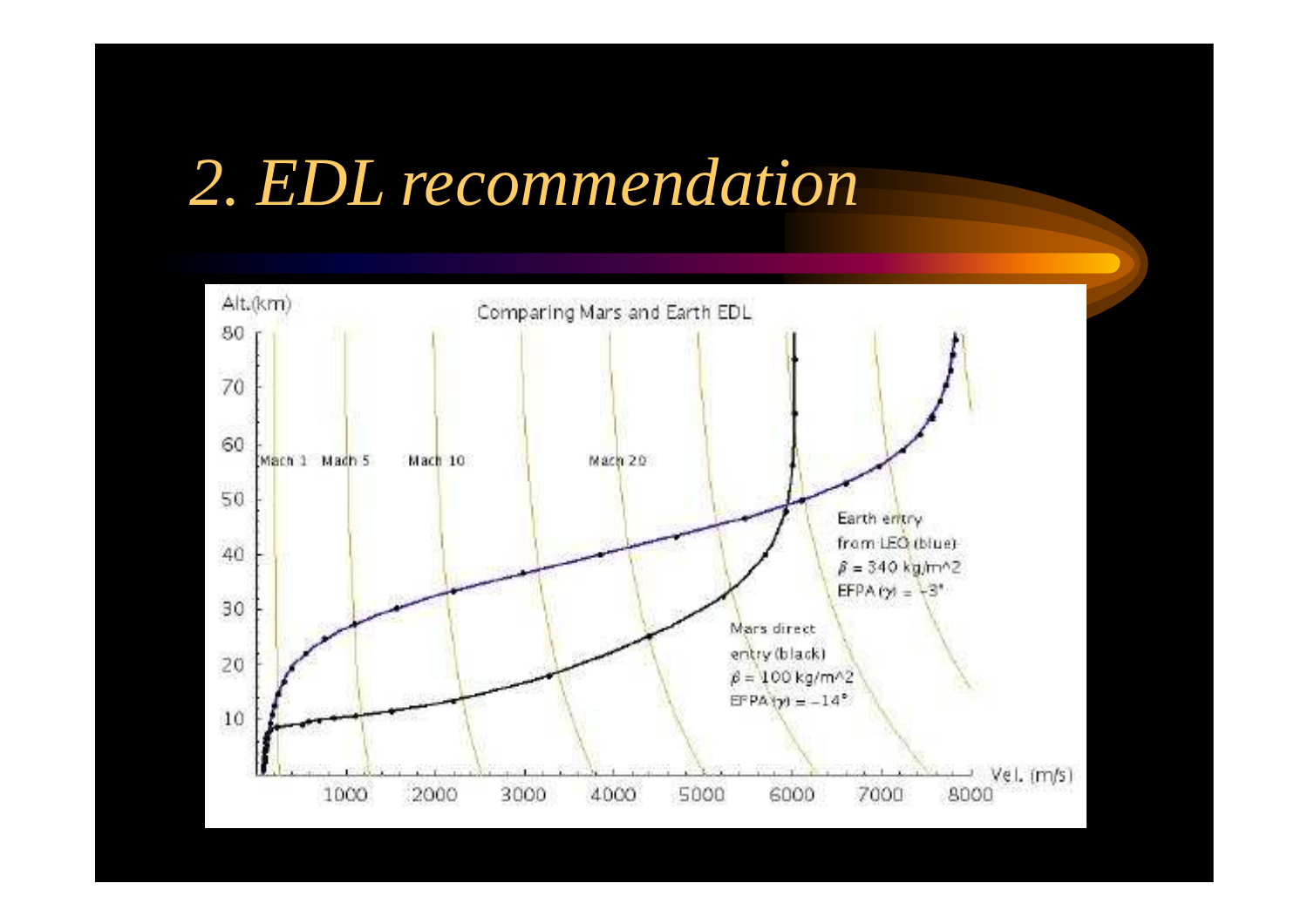# 2. EDL recommendation

Comparing Mars and Earth EDL

Alt.(km)

Vel. (m/s)

Mach 1 Mach 5 Mach 10 Mach 20

Earth entry from LEO (blue) $\beta$ = 340 kg/m^2 EFPA ($\gamma$) = -3°

Mars direct entry (black) $\beta$ = 100 kg/m^2 EFPA ($\gamma$) = -14°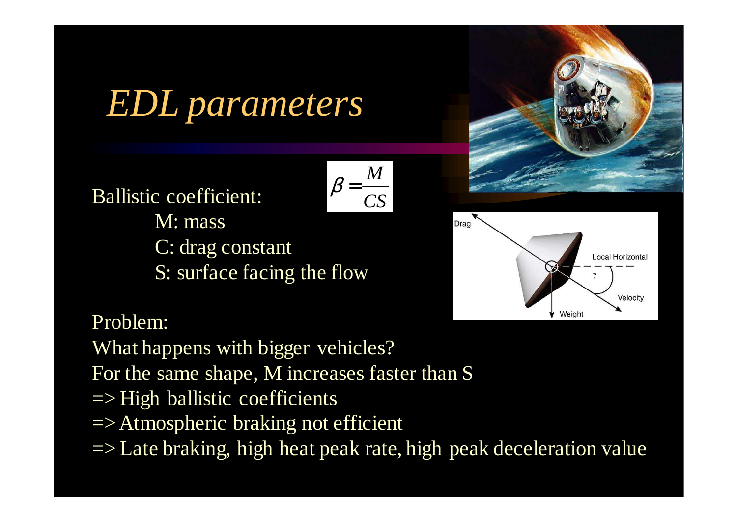# *EDL parameters*

Ballistic coefficient:

$$\beta = \frac{M}{CS}$$

- M: mass
- C: drag constant
- S: surface facing the flow

Problem:

What happens with bigger vehicles?

For the same shape, M increases faster than S

=> High ballistic coefficients

=> Atmospheric braking not efficient

=> Late braking, high heat peak rate, high peak deceleration value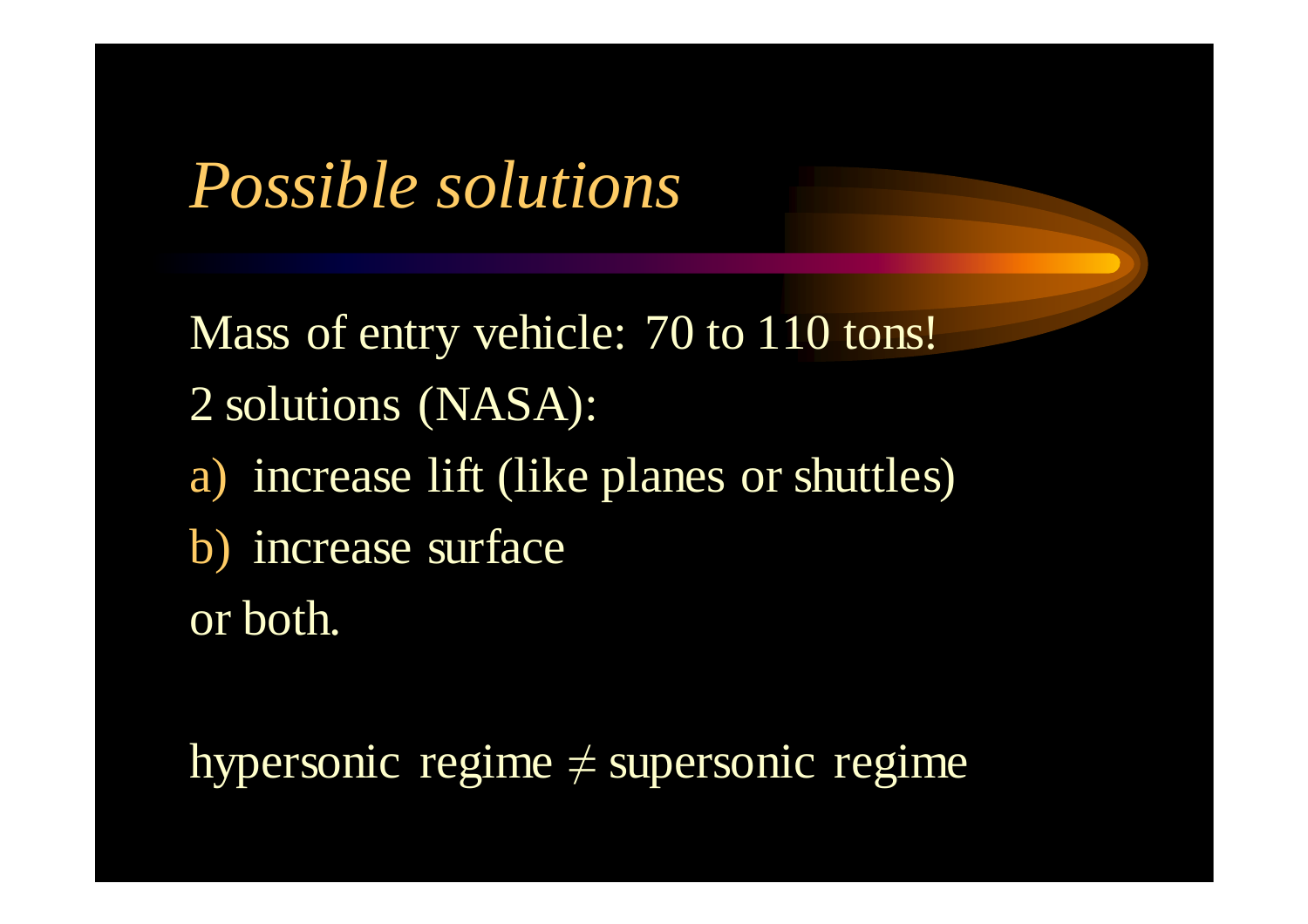# *Possible solutions*

Mass of entry vehicle: 70 to 110 tons!

2 solutions (NASA):

a) increase lift (like planes or shuttles)

b) increase surface

or both.

hypersonic regime $\neq$ supersonic regime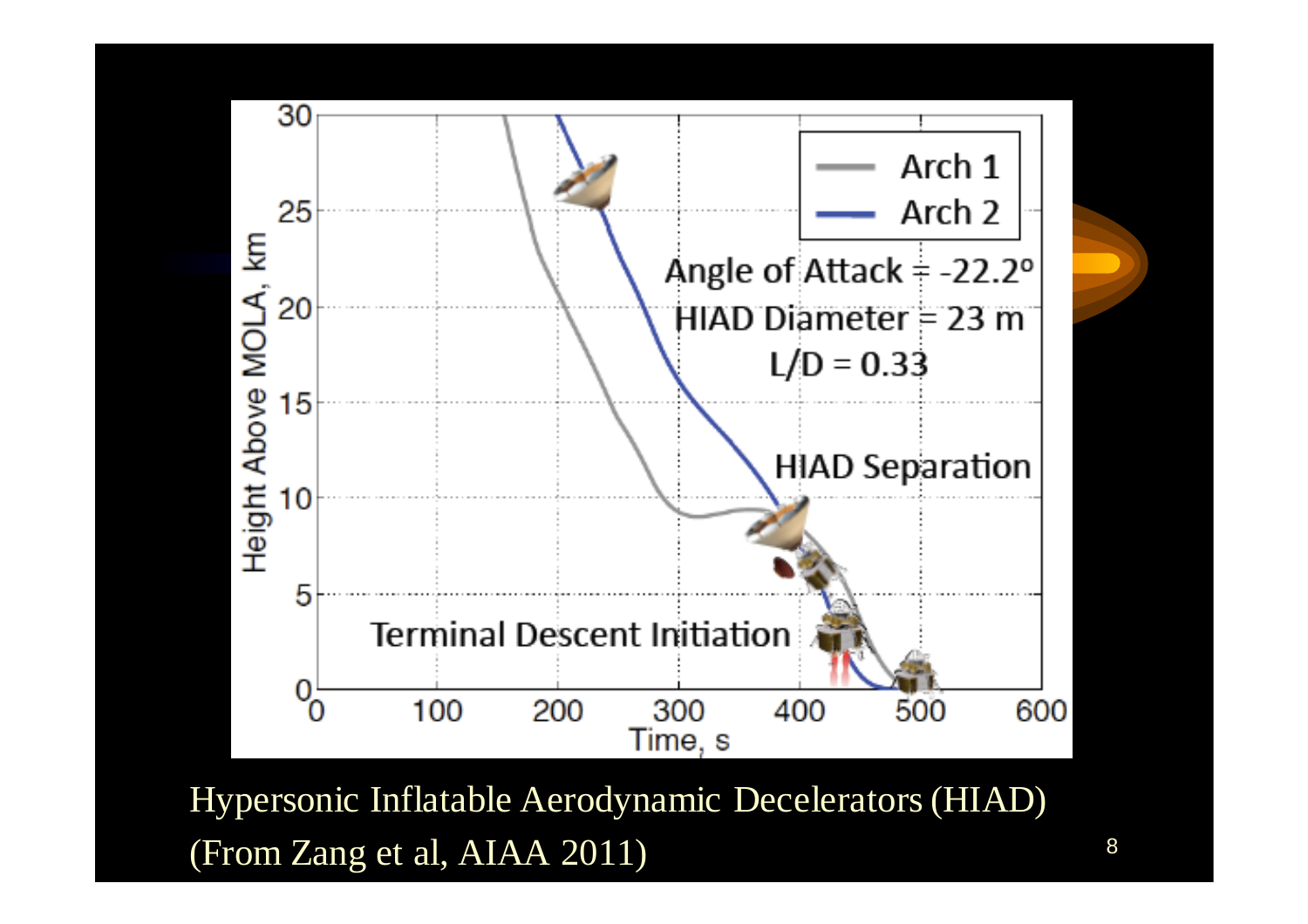Hypersonic Inflatable Aerodynamic Decelerators (HIAD)
(From Zang et al, AIAA 2011)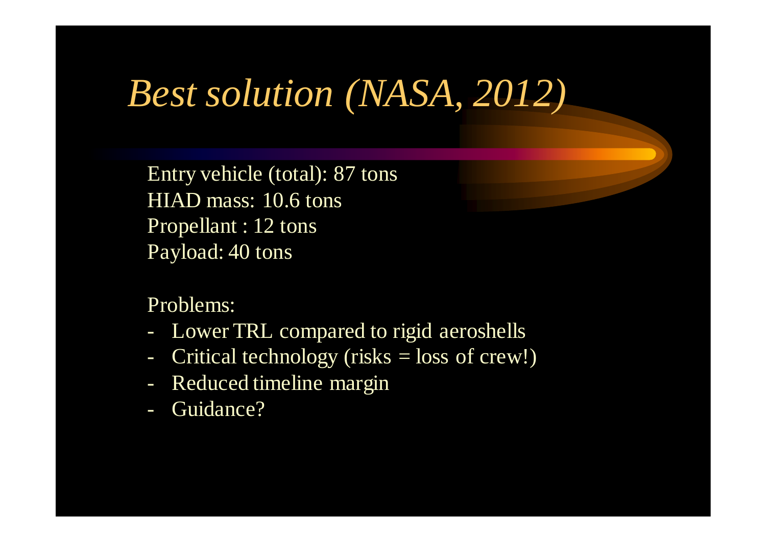# *Best solution (NASA, 2012)*

Entry vehicle (total): 87 tons
HIAD mass: 10.6 tons
Propellant : 12 tons
Payload: 40 tons

Problems:

- Lower TRL compared to rigid aeroshells
- Critical technology (risks = loss of crew!)
- Reduced timeline margin
- Guidance?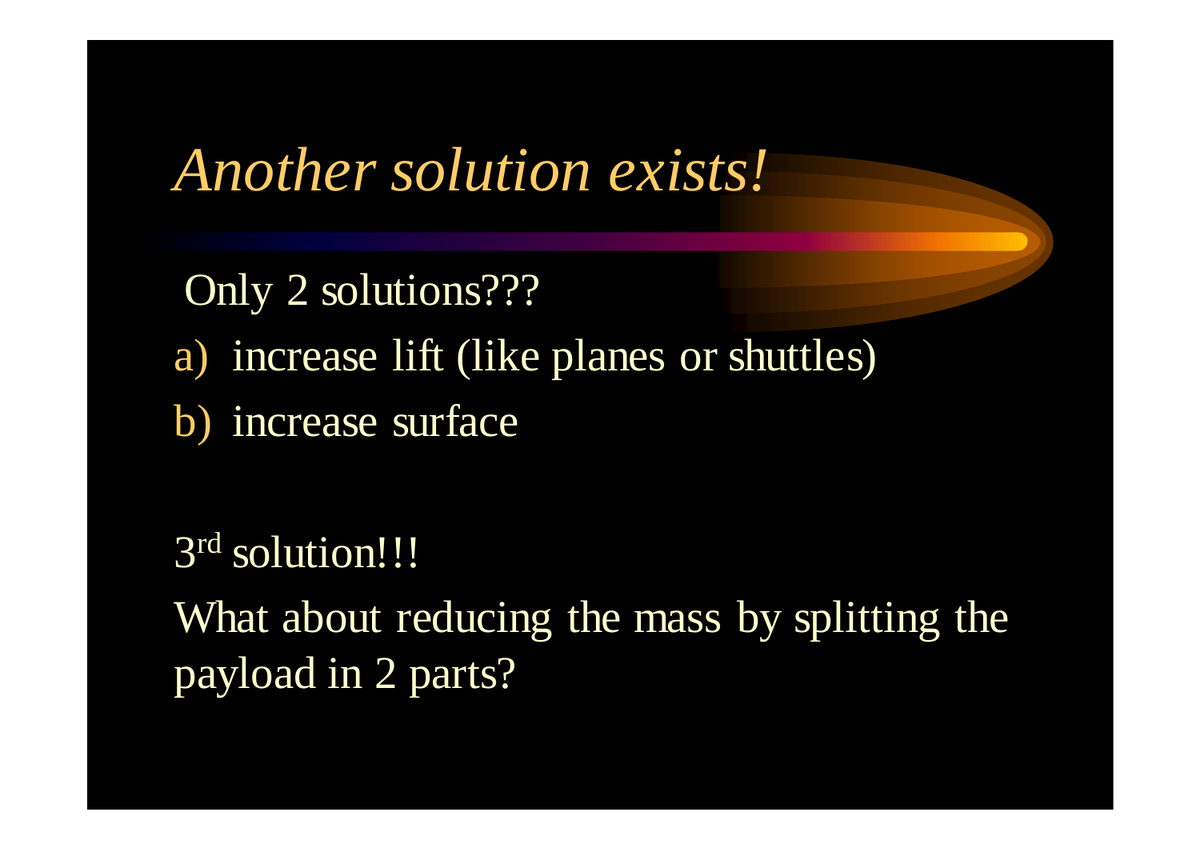# *Another solution exists!*

Only 2 solutions???

a) increase lift (like planes or shuttles)

b) increase surface

3rd solution!!!

What about reducing the mass by splitting the payload in 2 parts?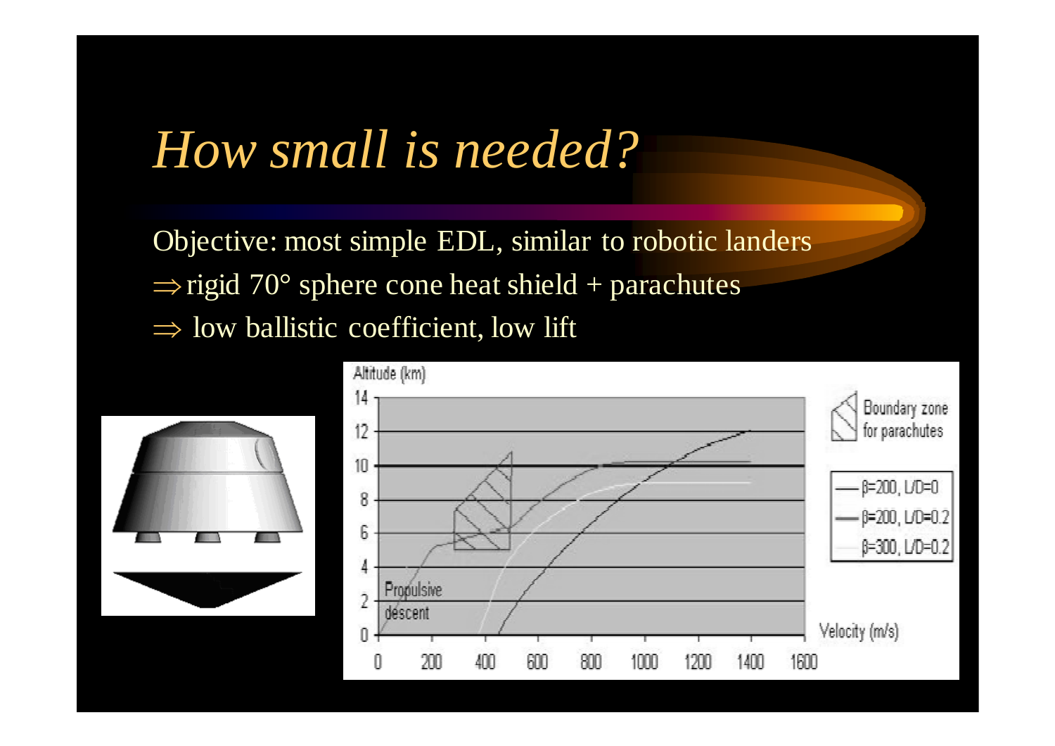# *How small is needed?*

Objective: most simple EDL, similar to robotic landers

$\Rightarrow$ rigid 70° sphere cone heat shield + parachutes

$\Rightarrow$ low ballistic coefficient, low lift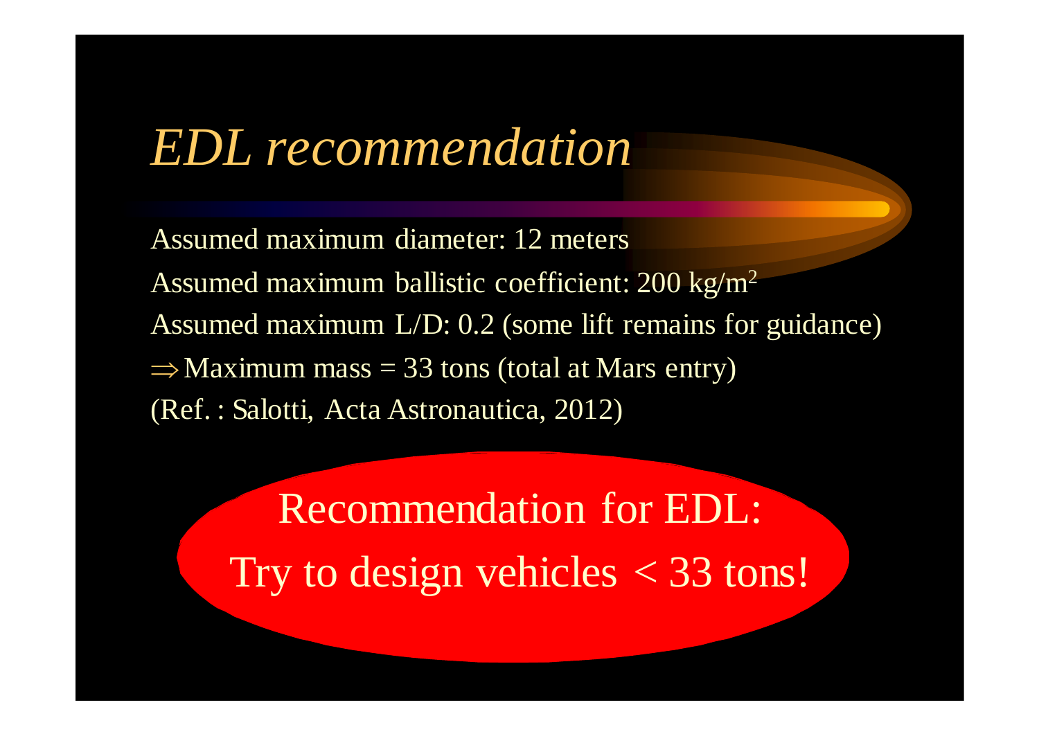# *EDL recommendation*

Assumed maximum diameter: 12 meters

Assumed maximum ballistic coefficient: 200 kg/m$^2$

Assumed maximum L/D: 0.2 (some lift remains for guidance)

$\Rightarrow$ Maximum mass = 33 tons (total at Mars entry)

(Ref. : Salotti, Acta Astronautica, 2012)

Recommendation for EDL:

Try to design vehicles < 33 tons!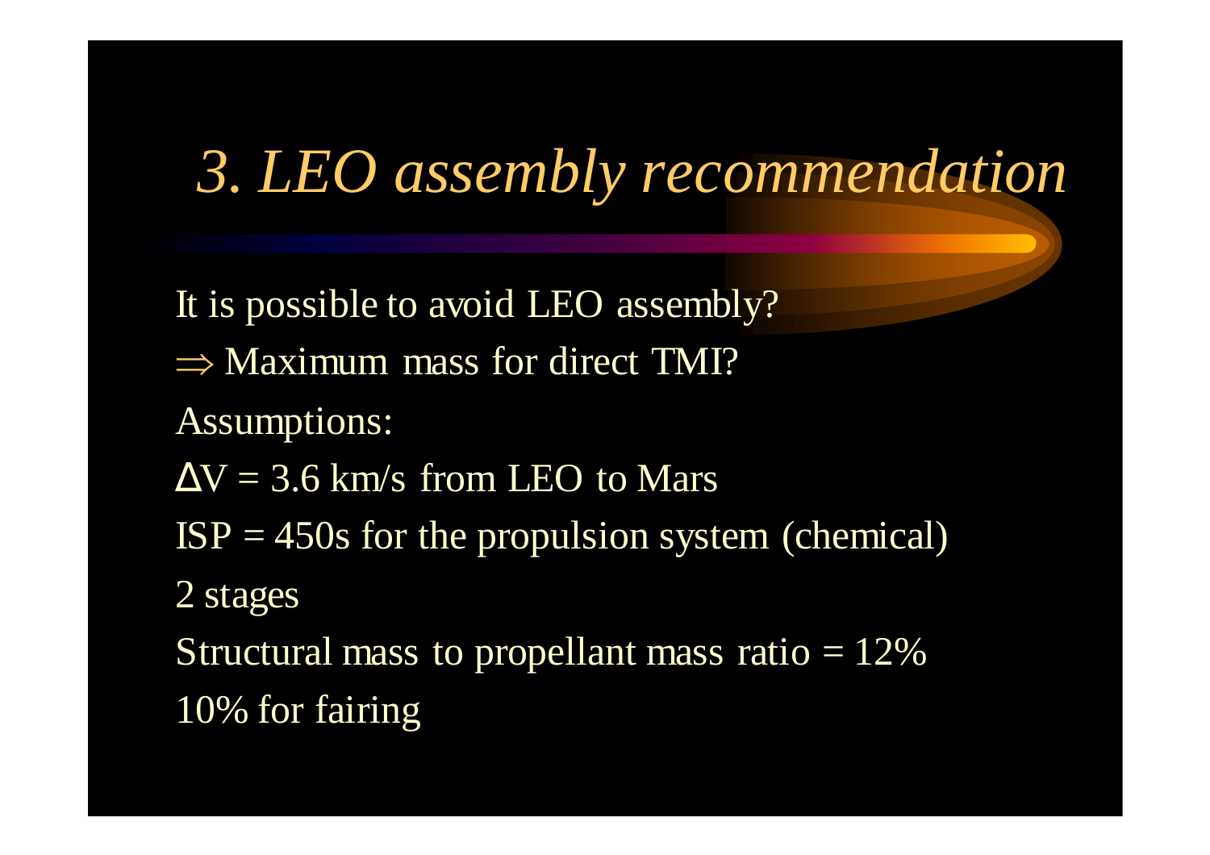# *3. LEO assembly recommendation*

It is possible to avoid LEO assembly?

$\Rightarrow$ Maximum mass for direct TMI?

Assumptions:

$\Delta V = 3.6$ km/s from LEO to Mars

ISP = 450s for the propulsion system (chemical)

2 stages

Structural mass to propellant mass ratio = 12%

10% for fairing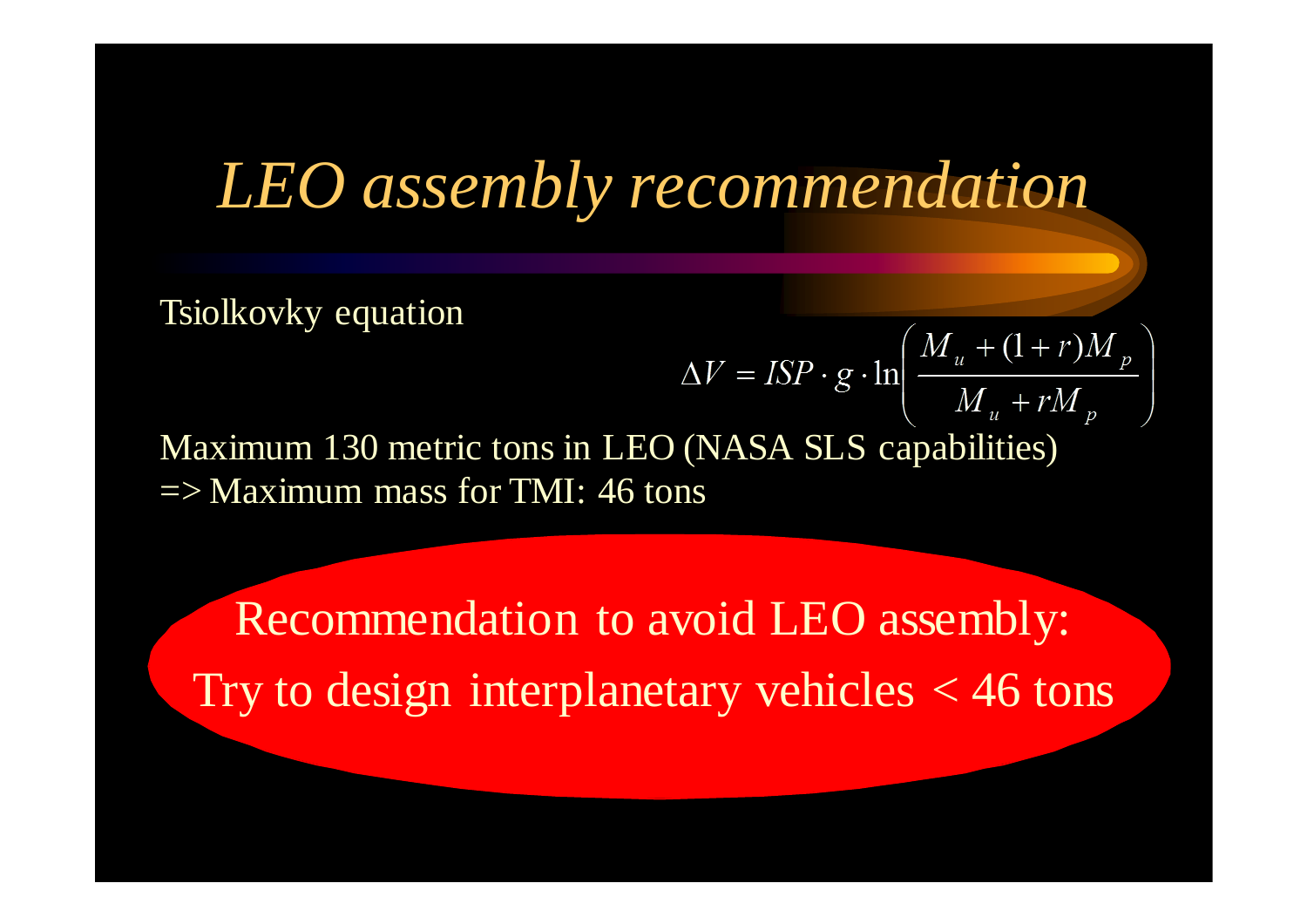# *LEO assembly recommendation*

Tsiolkovky equation

$$\Delta V = ISP \cdot g \cdot \ln\left(\frac{M_u + (1+r)M_p}{M_u + rM_p}\right)$$

Maximum 130 metric tons in LEO (NASA SLS capabilities)
=> Maximum mass for TMI: 46 tons

Recommendation to avoid LEO assembly:
Try to design interplanetary vehicles < 46 tons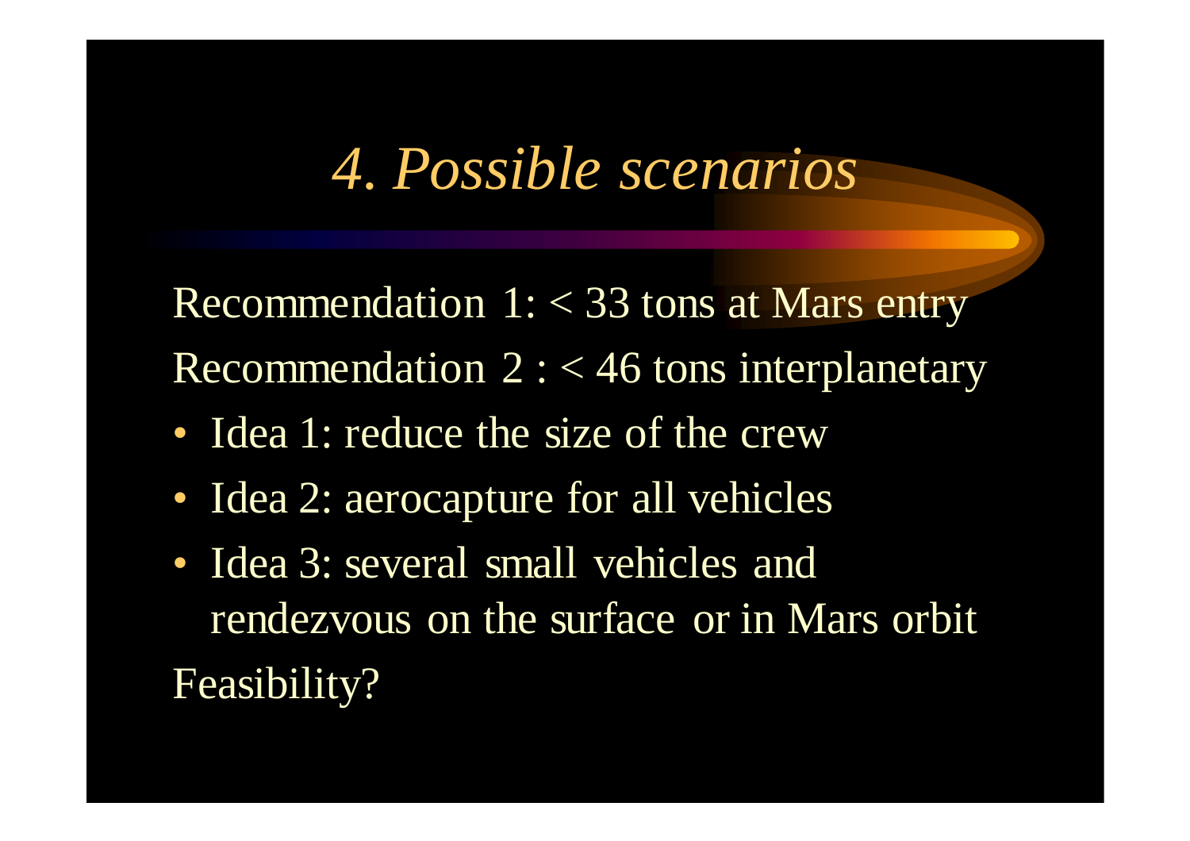# *4. Possible scenarios*

Recommendation 1: < 33 tons at Mars entry

Recommendation 2 : < 46 tons interplanetary

- Idea 1: reduce the size of the crew
- Idea 2: aerocapture for all vehicles
- Idea 3: several small vehicles and rendezvous on the surface or in Mars orbit

Feasibility?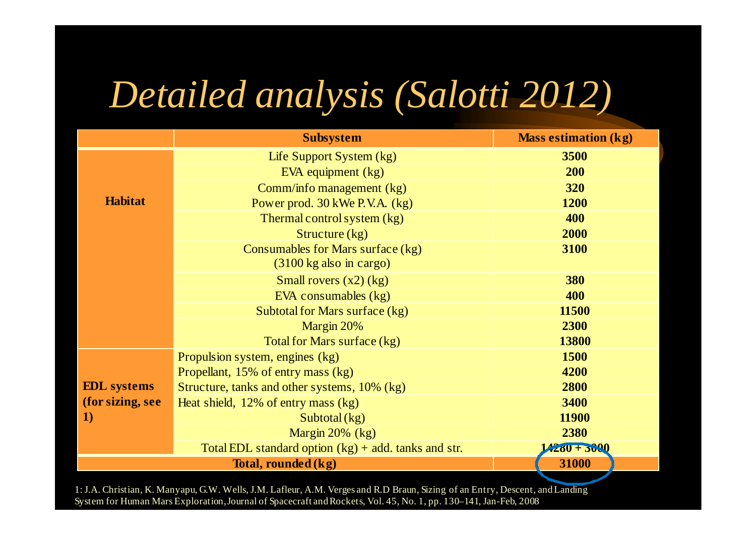# *Detailed analysis (Salotti 2012)*

| | Subsystem | Mass estimation (kg) |
|---|---|---|
| **Habitat** | Life Support System (kg) | **3500** |
| | EVA equipment (kg) | **200** |
| | Comm/info management (kg) | **320** |
| | Power prod. 30 kWe P.V.A. (kg) | **1200** |
| | Thermal control system (kg) | **400** |
| | Structure (kg) | **2000** |
| | Consumables for Mars surface (kg) (3100 kg also in cargo) | **3100** |
| | Small rovers (x2) (kg) | **380** |
| | EVA consumables (kg) | **400** |
| | Subtotal for Mars surface (kg) | **11500** |
| | Margin 20% | **2300** |
| | Total for Mars surface (kg) | **13800** |
| **EDL systems (for sizing, see 1)** | Propulsion system, engines (kg) | **1500** |
| | Propellant, 15% of entry mass (kg) | **4200** |
| | Structure, tanks and other systems, 10% (kg) | **2800** |
| | Heat shield, 12% of entry mass (kg) | **3400** |
| | Subtotal (kg) | **11900** |
| | Margin 20% (kg) | **2380** |
| | Total EDL standard option (kg) + add. tanks and str. | **14280 + 3000** |
| **Total, rounded (kg)** | | **31000** |

1: J.A. Christian, K. Manyapu, G.W. Wells, J.M. Lafleur, A.M. Verges and R.D Braun, Sizing of an Entry, Descent, and Landing System for Human Mars Exploration, Journal of Spacecraft and Rockets, Vol. 45, No. 1, pp. 130–141, Jan-Feb, 2008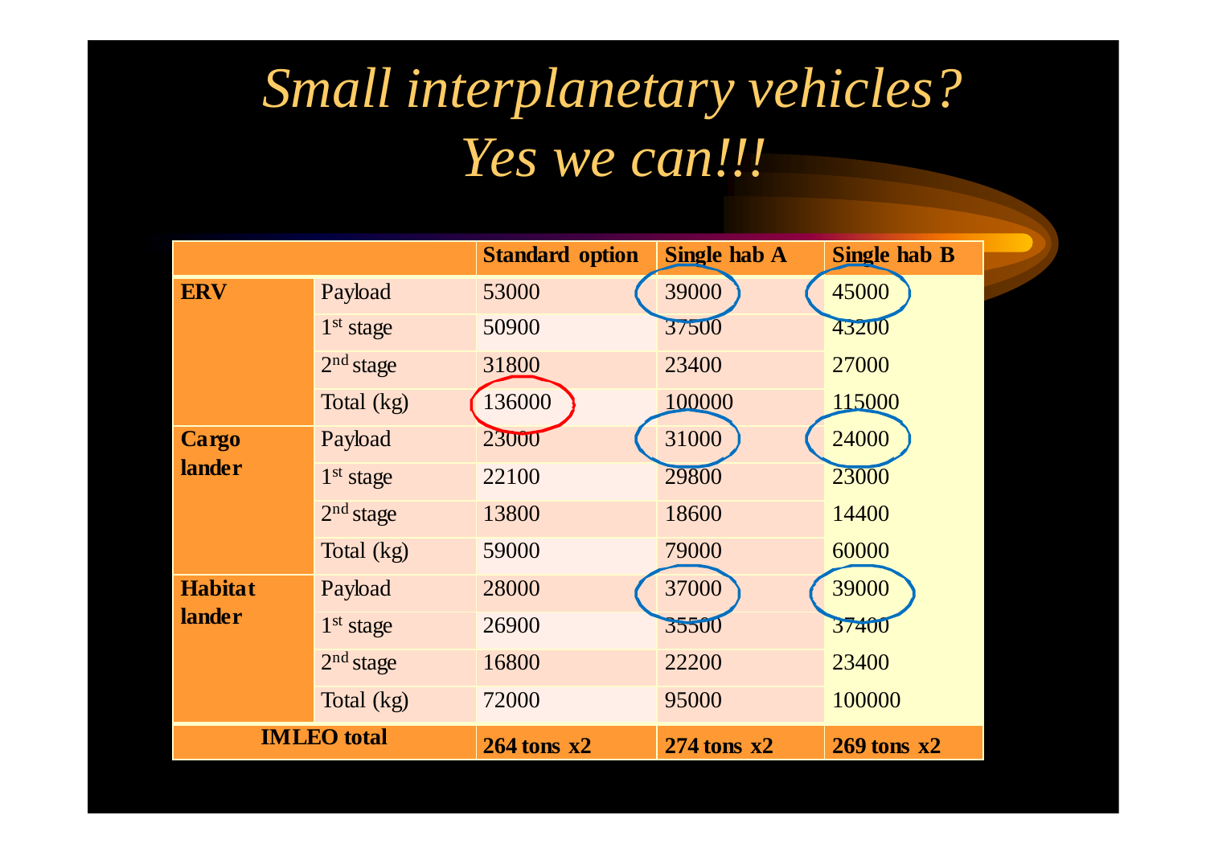# *Small interplanetary vehicles? Yes we can!!!*

| | | **Standard option** | **Single hab A** | **Single hab B** |
|---|---|---|---|---|
| **ERV** | Payload | 53000 | 39000 | 45000 |
| | 1st stage | 50900 | 37500 | 43200 |
| | 2nd stage | 31800 | 23400 | 27000 |
| | Total (kg) | 136000 | 100000 | 115000 |
| **Cargo lander** | Payload | 23000 | 31000 | 24000 |
| | 1st stage | 22100 | 29800 | 23000 |
| | 2nd stage | 13800 | 18600 | 14400 |
| | Total (kg) | 59000 | 79000 | 60000 |
| **Habitat lander** | Payload | 28000 | 37000 | 39000 |
| | 1st stage | 26900 | 35500 | 37400 |
| | 2nd stage | 16800 | 22200 | 23400 |
| | Total (kg) | 72000 | 95000 | 100000 |
| **IMLEO total** | | **264 tons x2** | **274 tons x2** | **269 tons x2** |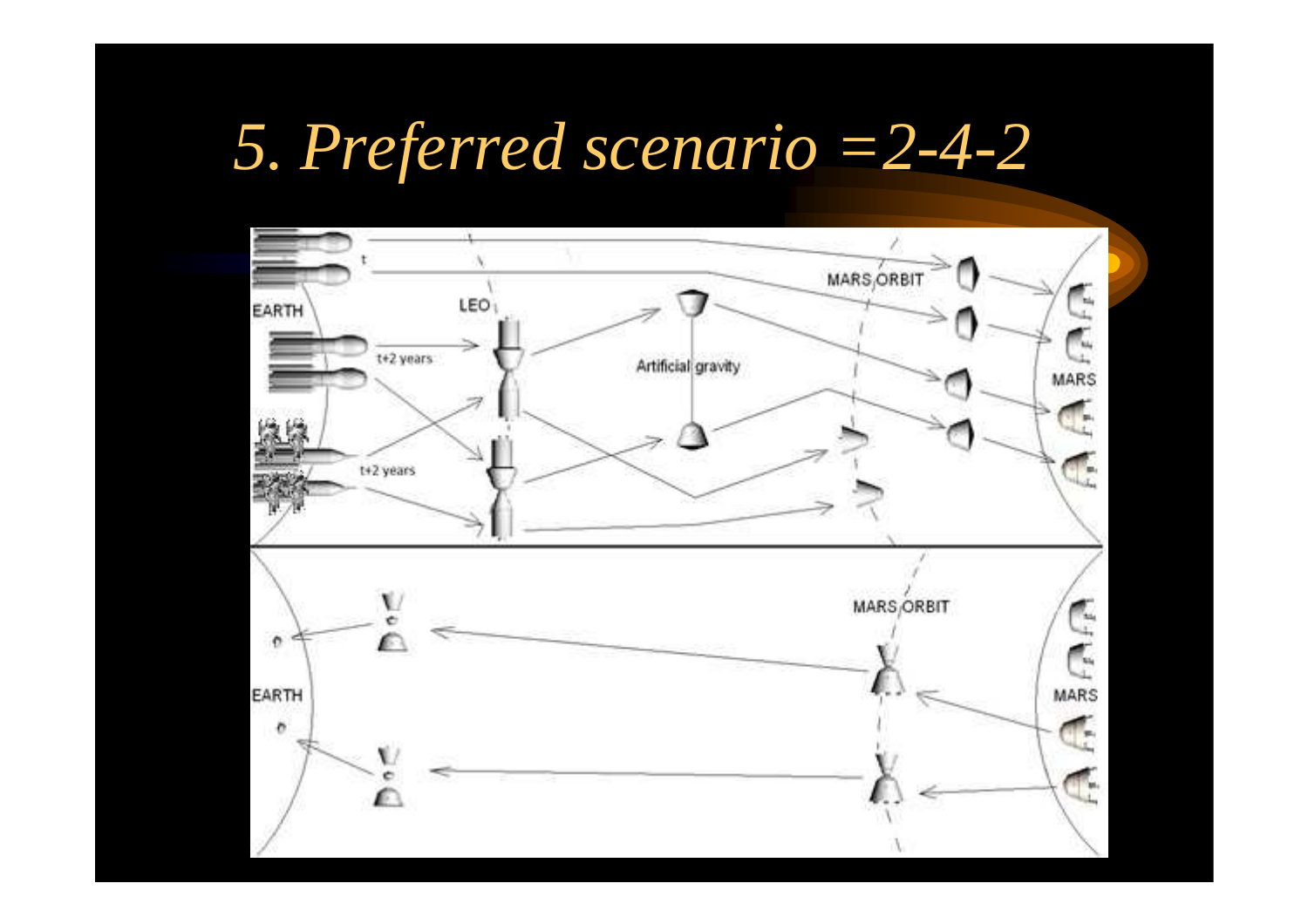# 5. Preferred scenario =2-4-2

EARTH

LEO

t

t+2 years

t+2 years

Artificial gravity

MARS ORBIT

MARS

EARTH

MARS ORBIT

MARS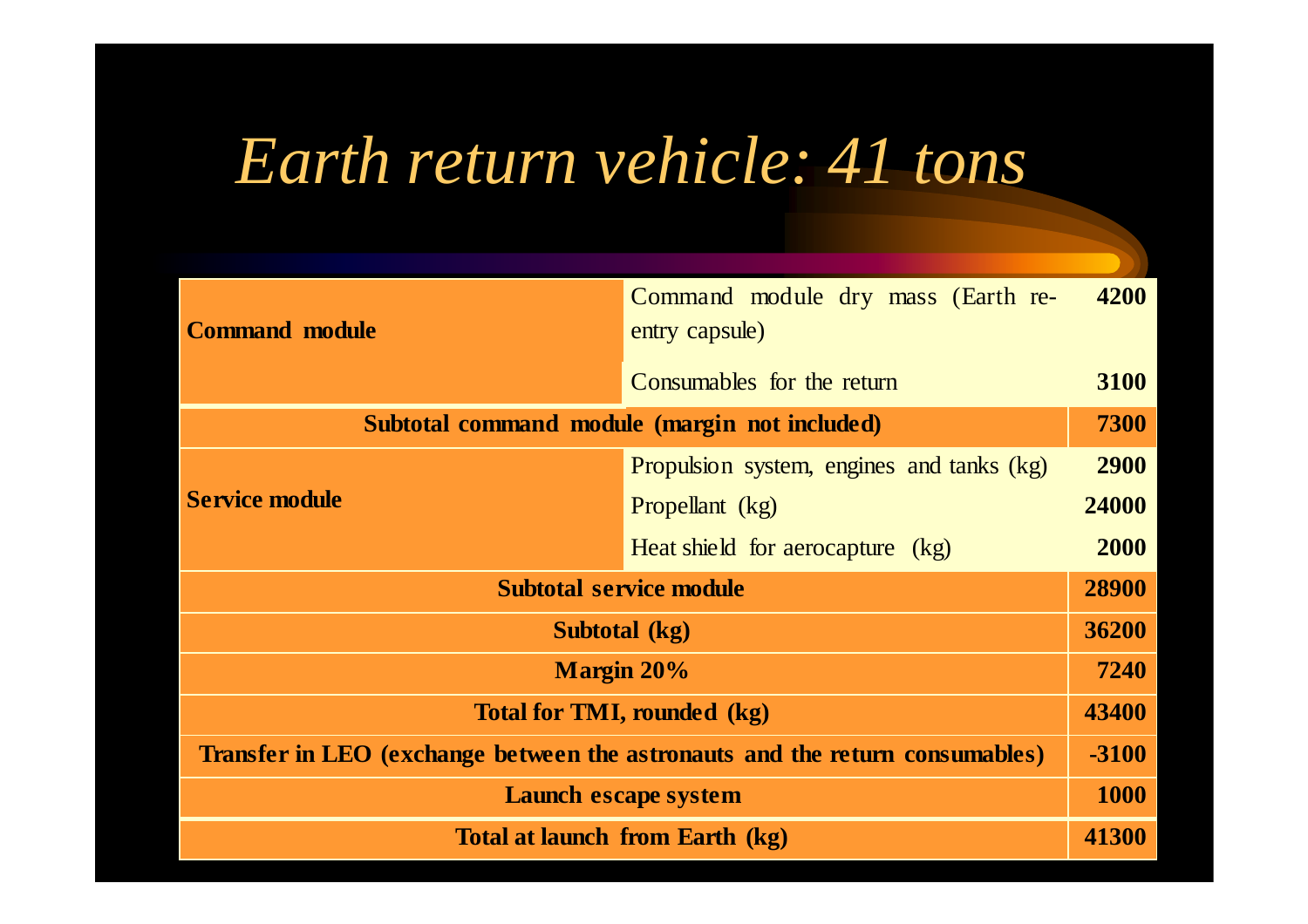# *Earth return vehicle: 41 tons*

| | | |
|---|---|---|
| **Command module** | Command module dry mass (Earth re-entry capsule) | **4200** |
| | Consumables for the return | **3100** |
| **Subtotal command module (margin not included)** | | **7300** |
| **Service module** | Propulsion system, engines and tanks (kg) | **2900** |
| | Propellant (kg) | **24000** |
| | Heat shield for aerocapture (kg) | **2000** |
| **Subtotal service module** | | **28900** |
| **Subtotal (kg)** | | **36200** |
| **Margin 20%** | | **7240** |
| **Total for TMI, rounded (kg)** | | **43400** |
| **Transfer in LEO (exchange between the astronauts and the return consumables)** | | **-3100** |
| **Launch escape system** | | **1000** |
| **Total at launch from Earth (kg)** | | **41300** |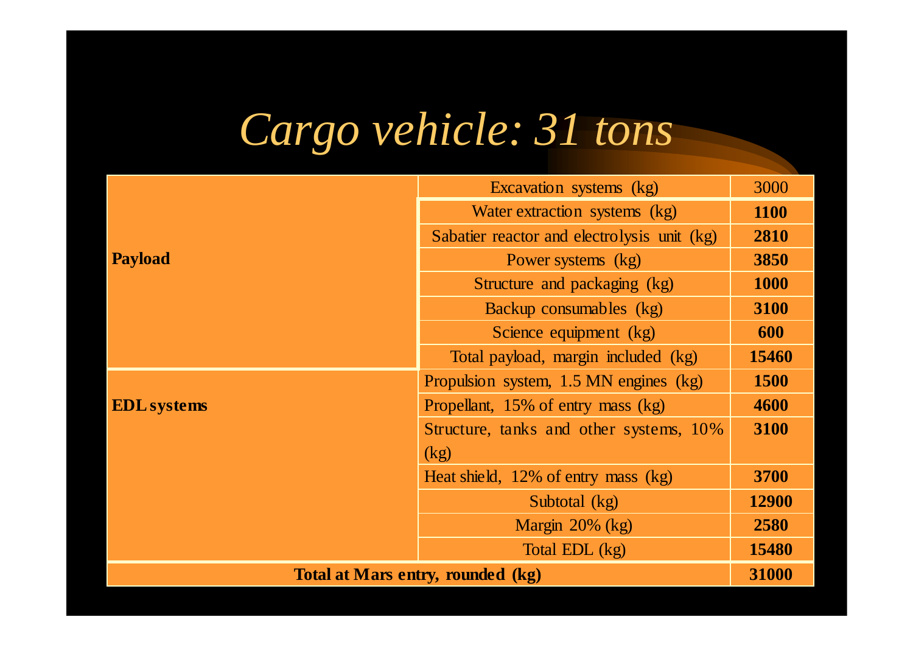# *Cargo vehicle: 31 tons*

| | | |
|---|---|---|
| **Payload** | Excavation systems (kg) | 3000 |
| | Water extraction systems (kg) | **1100** |
| | Sabatier reactor and electrolysis unit (kg) | **2810** |
| | Power systems (kg) | **3850** |
| | Structure and packaging (kg) | **1000** |
| | Backup consumables (kg) | **3100** |
| | Science equipment (kg) | **600** |
| | Total payload, margin included (kg) | **15460** |
| **EDL systems** | Propulsion system, 1.5 MN engines (kg) | **1500** |
| | Propellant, 15% of entry mass (kg) | **4600** |
| | Structure, tanks and other systems, 10% (kg) | **3100** |
| | Heat shield, 12% of entry mass (kg) | **3700** |
| | Subtotal (kg) | **12900** |
| | Margin 20% (kg) | **2580** |
| | Total EDL (kg) | **15480** |
| **Total at Mars entry, rounded (kg)** | | **31000** |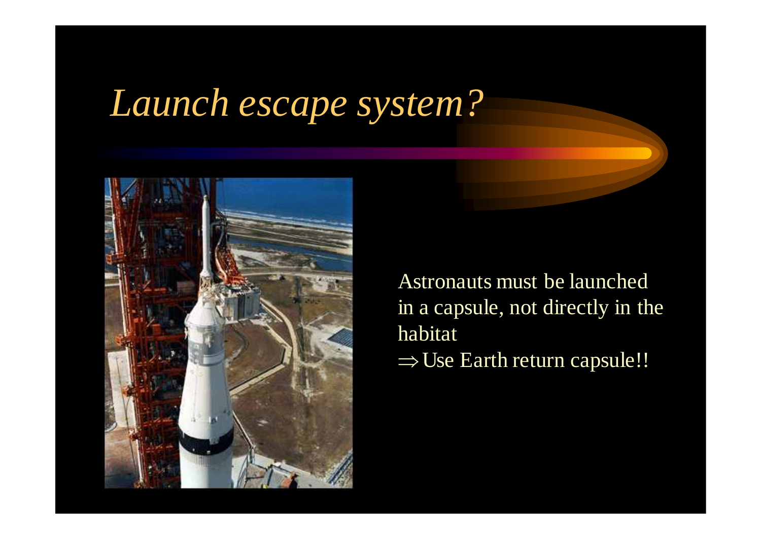# *Launch escape system?*

Astronauts must be launched in a capsule, not directly in the habitat

$\Rightarrow$ Use Earth return capsule!!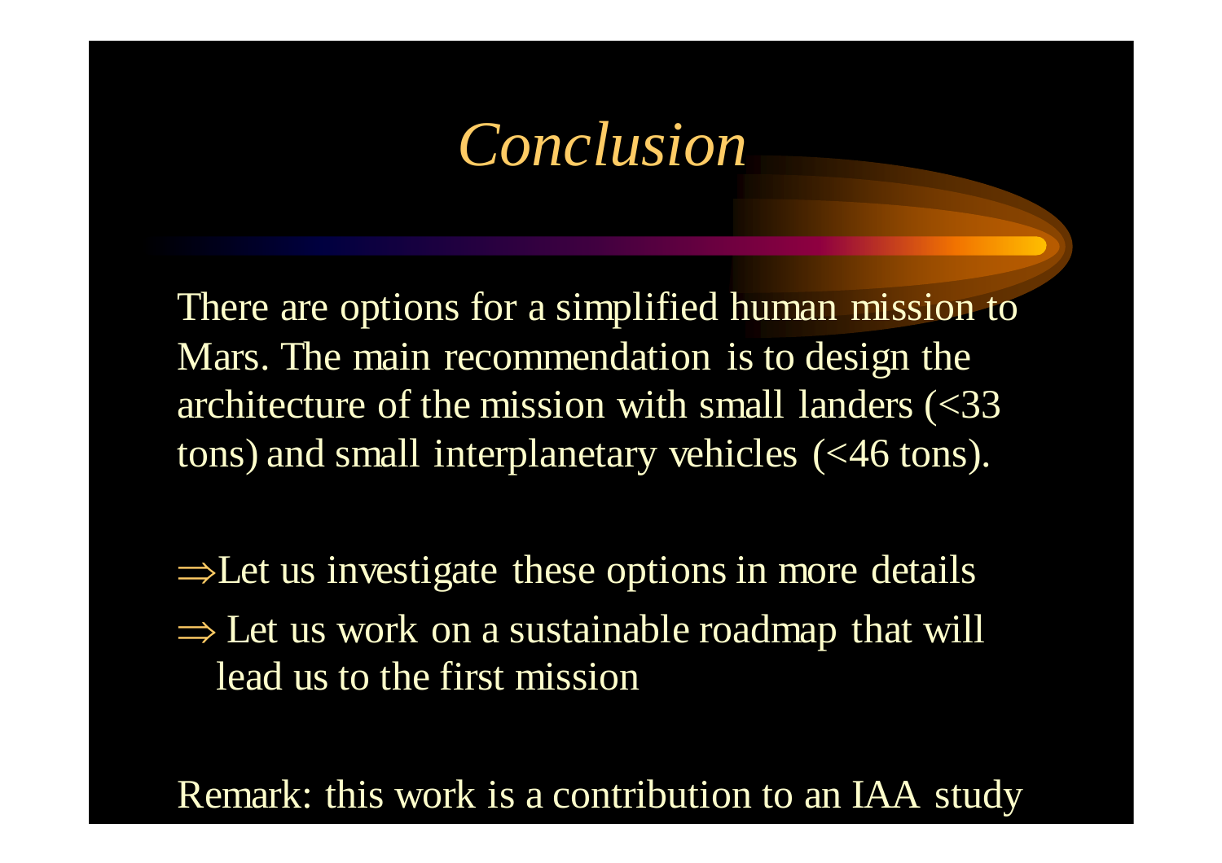# *Conclusion*

There are options for a simplified human mission to Mars. The main recommendation is to design the architecture of the mission with small landers (<33 tons) and small interplanetary vehicles (<46 tons).

⇒Let us investigate these options in more details

⇒ Let us work on a sustainable roadmap that will lead us to the first mission

Remark: this work is a contribution to an IAA study